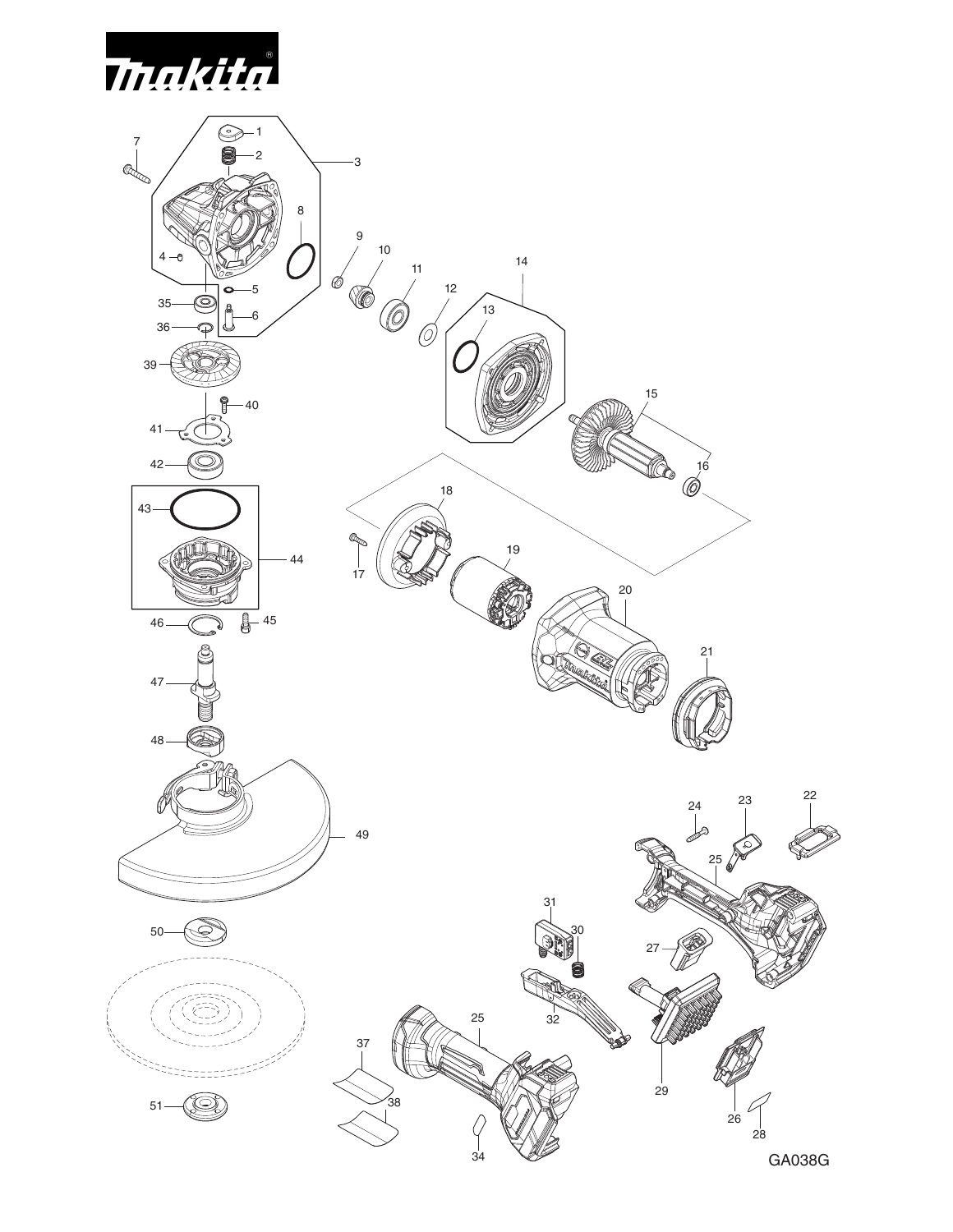GA038G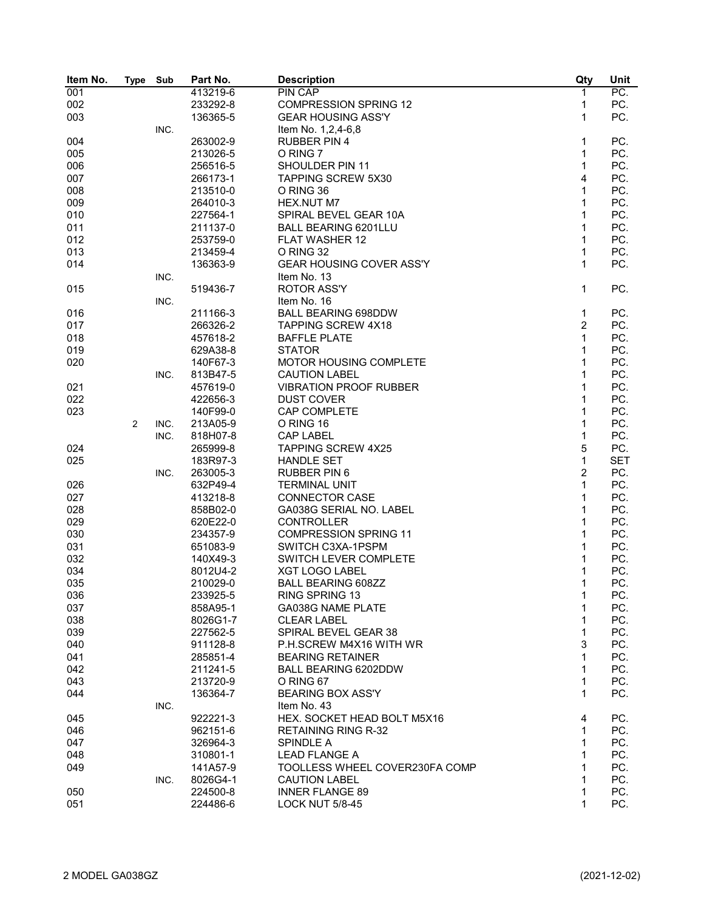| Item No. | Type | Sub | Part No. | Description | Qty | Unit |
|---|---|---|---|---|---|---|
| 001 | | | 413219-6 | PIN CAP | 1 | PC. |
| 002 | | | 233292-8 | COMPRESSION SPRING 12 | 1 | PC. |
| 003 | | | 136365-5 | GEAR HOUSING ASS'Y | 1 | PC. |
| | | INC. | | Item No. 1,2,4-6,8 | | |
| 004 | | | 263002-9 | RUBBER PIN 4 | 1 | PC. |
| 005 | | | 213026-5 | O RING 7 | 1 | PC. |
| 006 | | | 256516-5 | SHOULDER PIN 11 | 1 | PC. |
| 007 | | | 266173-1 | TAPPING SCREW 5X30 | 4 | PC. |
| 008 | | | 213510-0 | O RING 36 | 1 | PC. |
| 009 | | | 264010-3 | HEX.NUT M7 | 1 | PC. |
| 010 | | | 227564-1 | SPIRAL BEVEL GEAR 10A | 1 | PC. |
| 011 | | | 211137-0 | BALL BEARING 6201LLU | 1 | PC. |
| 012 | | | 253759-0 | FLAT WASHER 12 | 1 | PC. |
| 013 | | | 213459-4 | O RING 32 | 1 | PC. |
| 014 | | | 136363-9 | GEAR HOUSING COVER ASS'Y | 1 | PC. |
| | | INC. | | Item No. 13 | | |
| 015 | | | 519436-7 | ROTOR ASS'Y | 1 | PC. |
| | | INC. | | Item No. 16 | | |
| 016 | | | 211166-3 | BALL BEARING 698DDW | 1 | PC. |
| 017 | | | 266326-2 | TAPPING SCREW 4X18 | 2 | PC. |
| 018 | | | 457618-2 | BAFFLE PLATE | 1 | PC. |
| 019 | | | 629A38-8 | STATOR | 1 | PC. |
| 020 | | | 140F67-3 | MOTOR HOUSING COMPLETE | 1 | PC. |
| | | INC. | 813B47-5 | CAUTION LABEL | 1 | PC. |
| 021 | | | 457619-0 | VIBRATION PROOF RUBBER | 1 | PC. |
| 022 | | | 422656-3 | DUST COVER | 1 | PC. |
| 023 | | | 140F99-0 | CAP COMPLETE | 1 | PC. |
| | 2 | INC. | 213A05-9 | O RING 16 | 1 | PC. |
| | | INC. | 818H07-8 | CAP LABEL | 1 | PC. |
| 024 | | | 265999-8 | TAPPING SCREW 4X25 | 5 | PC. |
| 025 | | | 183R97-3 | HANDLE SET | 1 | SET |
| | | INC. | 263005-3 | RUBBER PIN 6 | 2 | PC. |
| 026 | | | 632P49-4 | TERMINAL UNIT | 1 | PC. |
| 027 | | | 413218-8 | CONNECTOR CASE | 1 | PC. |
| 028 | | | 858B02-0 | GA038G SERIAL NO. LABEL | 1 | PC. |
| 029 | | | 620E22-0 | CONTROLLER | 1 | PC. |
| 030 | | | 234357-9 | COMPRESSION SPRING 11 | 1 | PC. |
| 031 | | | 651083-9 | SWITCH C3XA-1PSPM | 1 | PC. |
| 032 | | | 140X49-3 | SWITCH LEVER COMPLETE | 1 | PC. |
| 034 | | | 8012U4-2 | XGT LOGO LABEL | 1 | PC. |
| 035 | | | 210029-0 | BALL BEARING 608ZZ | 1 | PC. |
| 036 | | | 233925-5 | RING SPRING 13 | 1 | PC. |
| 037 | | | 858A95-1 | GA038G NAME PLATE | 1 | PC. |
| 038 | | | 8026G1-7 | CLEAR LABEL | 1 | PC. |
| 039 | | | 227562-5 | SPIRAL BEVEL GEAR 38 | 1 | PC. |
| 040 | | | 911128-8 | P.H.SCREW M4X16 WITH WR | 3 | PC. |
| 041 | | | 285851-4 | BEARING RETAINER | 1 | PC. |
| 042 | | | 211241-5 | BALL BEARING 6202DDW | 1 | PC. |
| 043 | | | 213720-9 | O RING 67 | 1 | PC. |
| 044 | | | 136364-7 | BEARING BOX ASS'Y | 1 | PC. |
| | | INC. | | Item No. 43 | | |
| 045 | | | 922221-3 | HEX. SOCKET HEAD BOLT M5X16 | 4 | PC. |
| 046 | | | 962151-6 | RETAINING RING R-32 | 1 | PC. |
| 047 | | | 326964-3 | SPINDLE A | 1 | PC. |
| 048 | | | 310801-1 | LEAD FLANGE A | 1 | PC. |
| 049 | | | 141A57-9 | TOOLLESS WHEEL COVER230FA COMP | 1 | PC. |
| | | INC. | 8026G4-1 | CAUTION LABEL | 1 | PC. |
| 050 | | | 224500-8 | INNER FLANGE 89 | 1 | PC. |
| 051 | | | 224486-6 | LOCK NUT 5/8-45 | 1 | PC. |

MODEL GA038GZ (2021-12-02)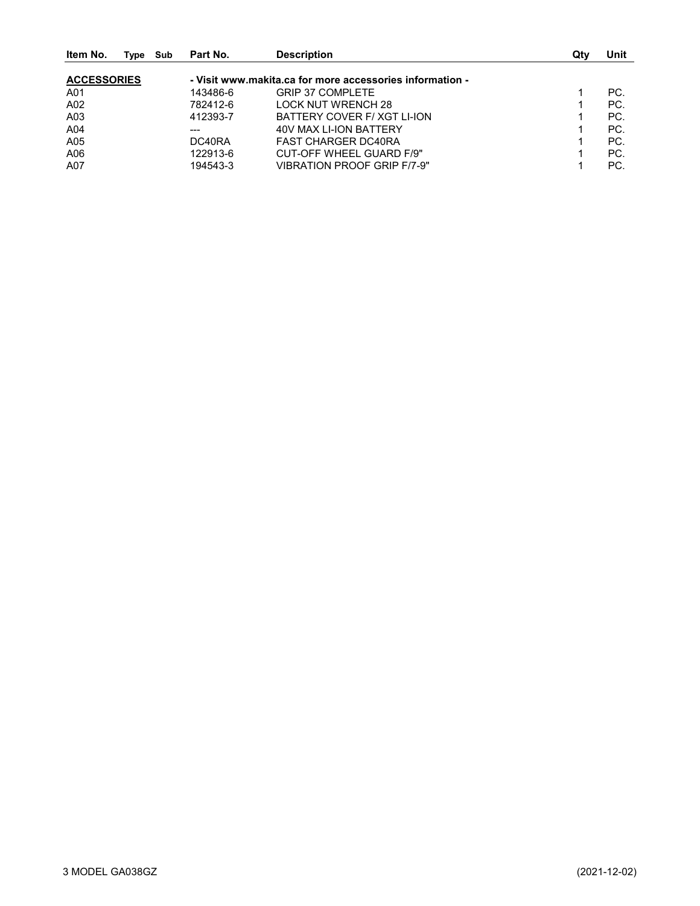| Item No. | Type | Sub | Part No. | Description | Qty | Unit |
|---|---|---|---|---|---|---|
| **ACCESSORIES** | | | | **- Visit www.makita.ca for more accessories information -** | | |
| A01 | | | 143486-6 | GRIP 37 COMPLETE | 1 | PC. |
| A02 | | | 782412-6 | LOCK NUT WRENCH 28 | 1 | PC. |
| A03 | | | 412393-7 | BATTERY COVER F/ XGT LI-ION | 1 | PC. |
| A04 | | | --- | 40V MAX LI-ION BATTERY | 1 | PC. |
| A05 | | | DC40RA | FAST CHARGER DC40RA | 1 | PC. |
| A06 | | | 122913-6 | CUT-OFF WHEEL GUARD F/9" | 1 | PC. |
| A07 | | | 194543-3 | VIBRATION PROOF GRIP F/7-9" | 1 | PC. |